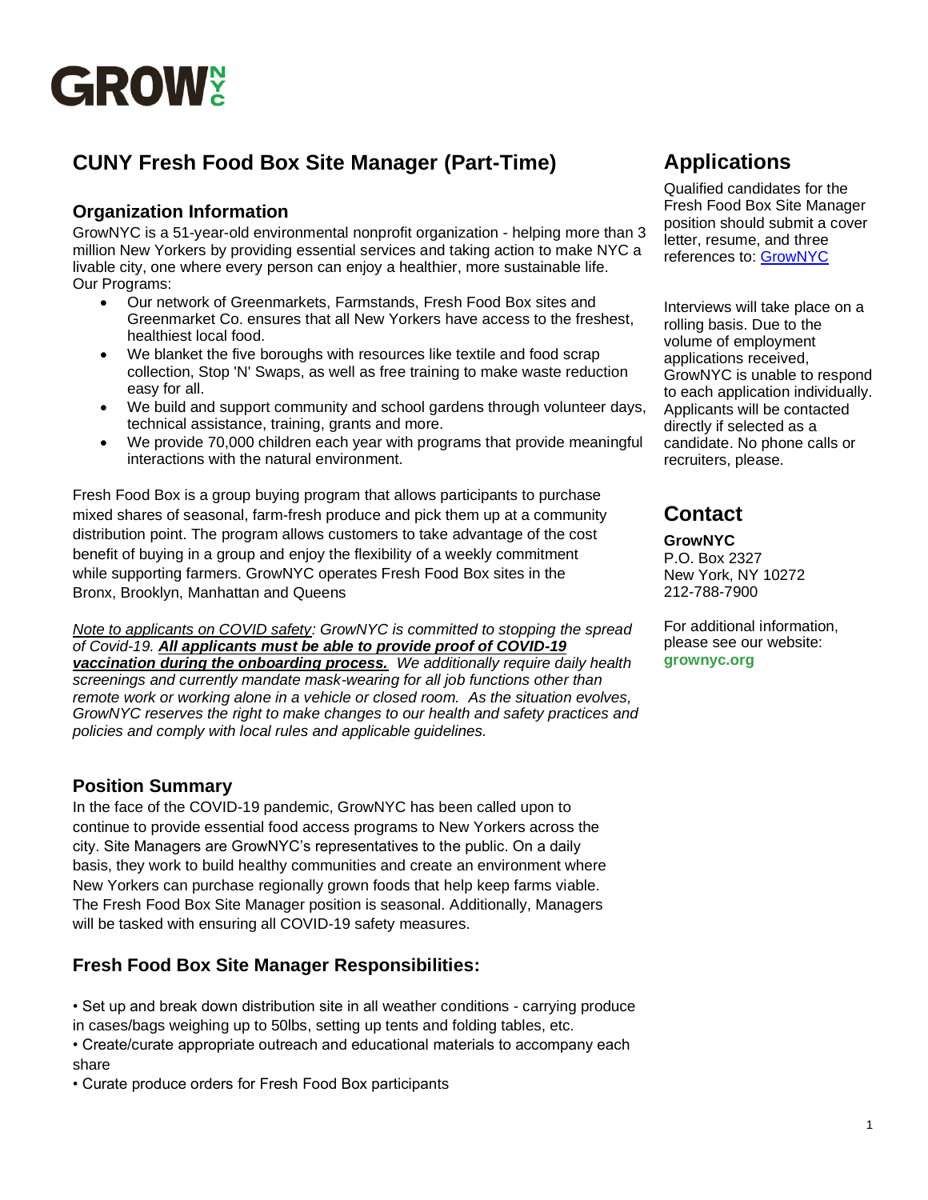# GROW NYC

## CUNY Fresh Food Box Site Manager (Part-Time)

### Organization Information

GrowNYC is a 51-year-old environmental nonprofit organization - helping more than 3 million New Yorkers by providing essential services and taking action to make NYC a livable city, one where every person can enjoy a healthier, more sustainable life.
Our Programs:

- Our network of Greenmarkets, Farmstands, Fresh Food Box sites and Greenmarket Co. ensures that all New Yorkers have access to the freshest, healthiest local food.
- We blanket the five boroughs with resources like textile and food scrap collection, Stop 'N' Swaps, as well as free training to make waste reduction easy for all.
- We build and support community and school gardens through volunteer days, technical assistance, training, grants and more.
- We provide 70,000 children each year with programs that provide meaningful interactions with the natural environment.

Fresh Food Box is a group buying program that allows participants to purchase mixed shares of seasonal, farm-fresh produce and pick them up at a community distribution point. The program allows customers to take advantage of the cost benefit of buying in a group and enjoy the flexibility of a weekly commitment while supporting farmers. GrowNYC operates Fresh Food Box sites in the Bronx, Brooklyn, Manhattan and Queens

*Note to applicants on COVID safety: GrowNYC is committed to stopping the spread of Covid-19.* ***All applicants must be able to provide proof of COVID-19 vaccination during the onboarding process.*** *We additionally require daily health screenings and currently mandate mask-wearing for all job functions other than remote work or working alone in a vehicle or closed room. As the situation evolves, GrowNYC reserves the right to make changes to our health and safety practices and policies and comply with local rules and applicable guidelines.*

### Position Summary

In the face of the COVID-19 pandemic, GrowNYC has been called upon to continue to provide essential food access programs to New Yorkers across the city. Site Managers are GrowNYC's representatives to the public. On a daily basis, they work to build healthy communities and create an environment where New Yorkers can purchase regionally grown foods that help keep farms viable. The Fresh Food Box Site Manager position is seasonal. Additionally, Managers will be tasked with ensuring all COVID-19 safety measures.

### Fresh Food Box Site Manager Responsibilities:

- Set up and break down distribution site in all weather conditions - carrying produce in cases/bags weighing up to 50lbs, setting up tents and folding tables, etc.
- Create/curate appropriate outreach and educational materials to accompany each share
- Curate produce orders for Fresh Food Box participants

## Applications

Qualified candidates for the Fresh Food Box Site Manager position should submit a cover letter, resume, and three references to: GrowNYC

Interviews will take place on a rolling basis. Due to the volume of employment applications received, GrowNYC is unable to respond to each application individually. Applicants will be contacted directly if selected as a candidate. No phone calls or recruiters, please.

## Contact

**GrowNYC**
P.O. Box 2327
New York, NY 10272
212-788-7900

For additional information, please see our website:
**grownyc.org**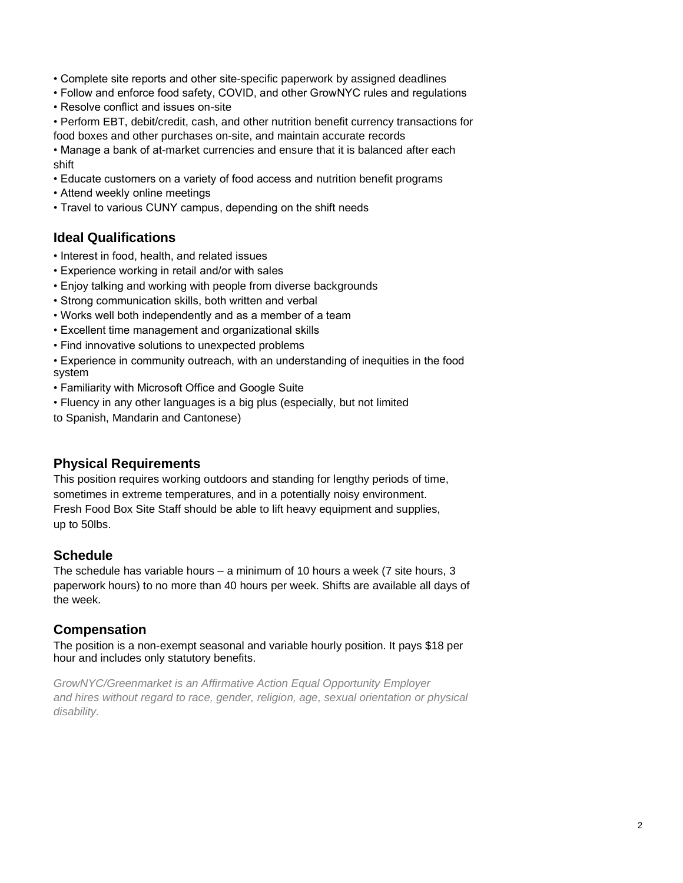- Complete site reports and other site-specific paperwork by assigned deadlines
- Follow and enforce food safety, COVID, and other GrowNYC rules and regulations
- Resolve conflict and issues on-site
- Perform EBT, debit/credit, cash, and other nutrition benefit currency transactions for food boxes and other purchases on-site, and maintain accurate records
- Manage a bank of at-market currencies and ensure that it is balanced after each shift
- Educate customers on a variety of food access and nutrition benefit programs
- Attend weekly online meetings
- Travel to various CUNY campus, depending on the shift needs

## Ideal Qualifications

- Interest in food, health, and related issues
- Experience working in retail and/or with sales
- Enjoy talking and working with people from diverse backgrounds
- Strong communication skills, both written and verbal
- Works well both independently and as a member of a team
- Excellent time management and organizational skills
- Find innovative solutions to unexpected problems
- Experience in community outreach, with an understanding of inequities in the food system
- Familiarity with Microsoft Office and Google Suite
- Fluency in any other languages is a big plus (especially, but not limited to Spanish, Mandarin and Cantonese)

## Physical Requirements

This position requires working outdoors and standing for lengthy periods of time, sometimes in extreme temperatures, and in a potentially noisy environment. Fresh Food Box Site Staff should be able to lift heavy equipment and supplies, up to 50lbs.

## Schedule

The schedule has variable hours – a minimum of 10 hours a week (7 site hours, 3 paperwork hours) to no more than 40 hours per week. Shifts are available all days of the week.

## Compensation

The position is a non-exempt seasonal and variable hourly position. It pays $18 per hour and includes only statutory benefits.

*GrowNYC/Greenmarket is an Affirmative Action Equal Opportunity Employer and hires without regard to race, gender, religion, age, sexual orientation or physical disability.*